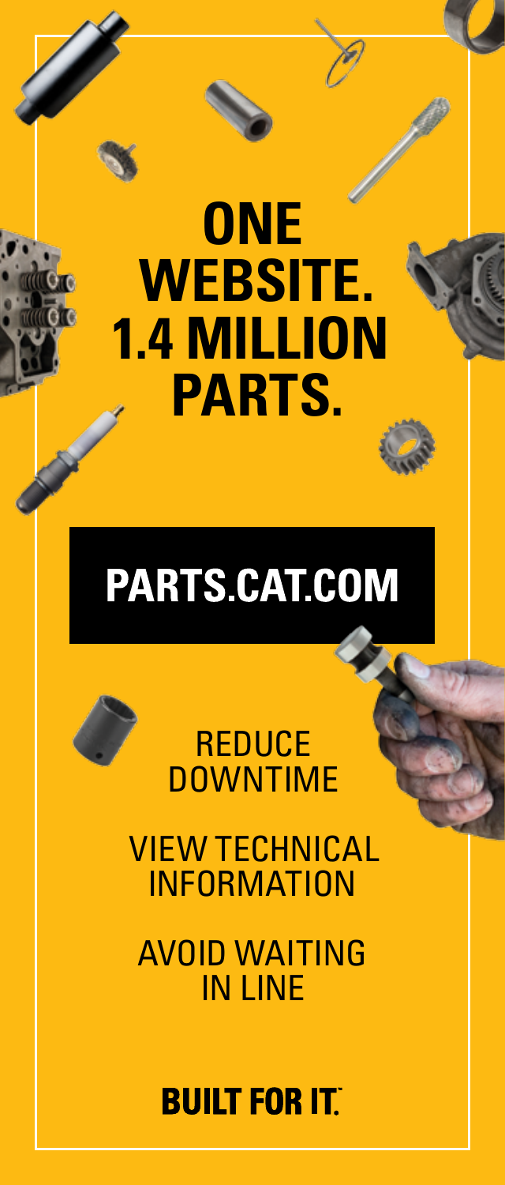# ONE WEBSITE. 1.4 MILLION PARTS.

## PARTS.CAT.COM

REDUCE DOWNTIME

VIEW TECHNICAL INFORMATION

AVOID WAITING IN LINE

**BUILT FOR IT.**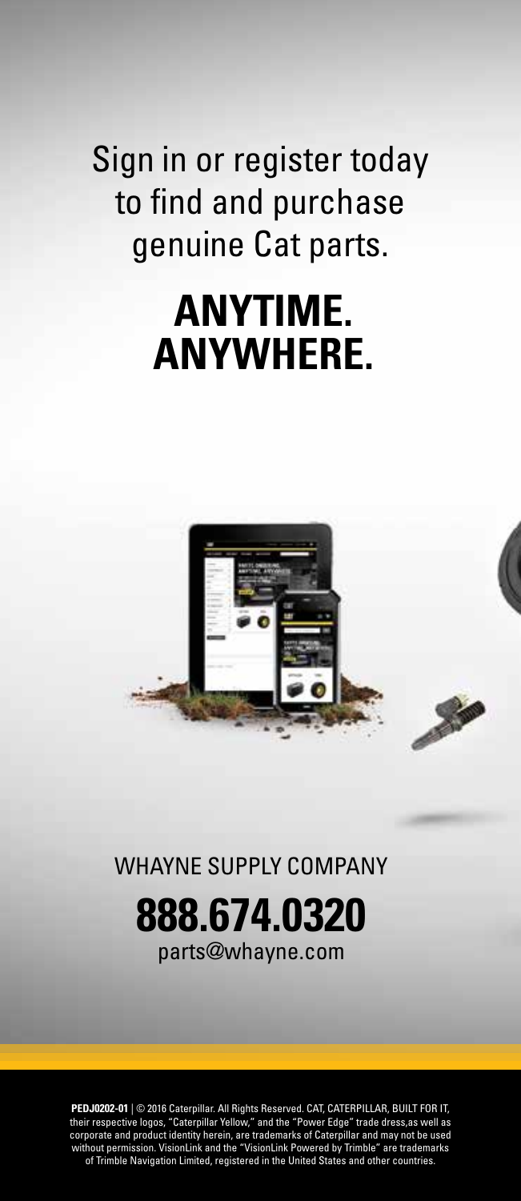Sign in or register today to find and purchase genuine Cat parts.

# ANYTIME. ANYWHERE.

WHAYNE SUPPLY COMPANY

**888.674.0320**

parts@whayne.com

**PEDJ0202-01** | © 2016 Caterpillar. All Rights Reserved. CAT, CATERPILLAR, BUILT FOR IT, their respective logos, "Caterpillar Yellow," and the "Power Edge" trade dress,as well as corporate and product identity herein, are trademarks of Caterpillar and may not be used without permission. VisionLink and the "VisionLink Powered by Trimble" are trademarks of Trimble Navigation Limited, registered in the United States and other countries.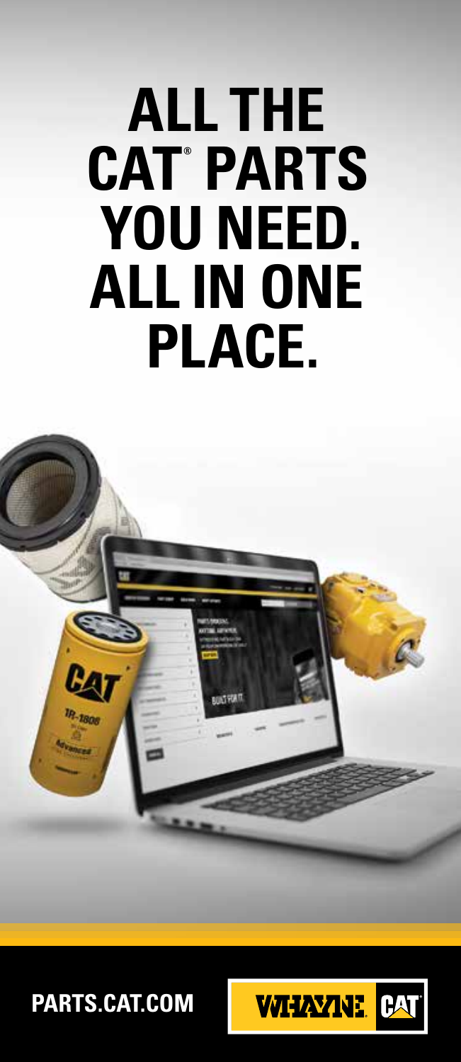# ALL THE CAT® PARTS YOU NEED. ALL IN ONE PLACE.

**PARTS.CAT.COM**

WHAYNE CAT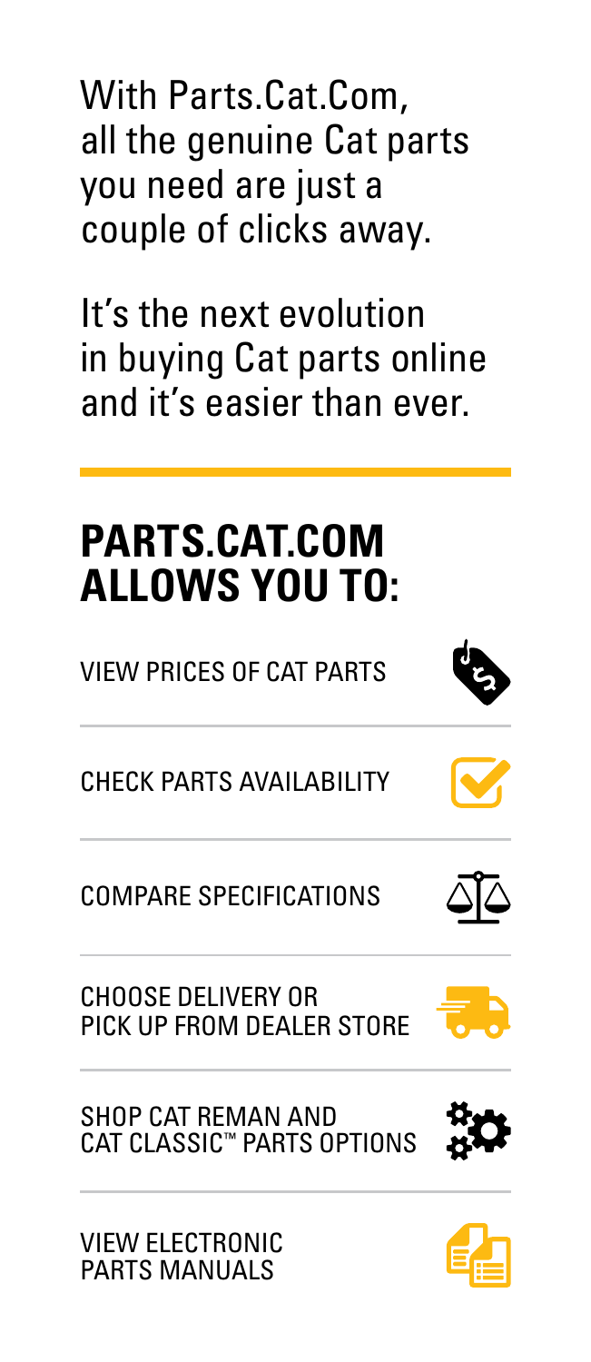With Parts.Cat.Com, all the genuine Cat parts you need are just a couple of clicks away.

It's the next evolution in buying Cat parts online and it's easier than ever.

## PARTS.CAT.COM ALLOWS YOU TO:

- VIEW PRICES OF CAT PARTS
- CHECK PARTS AVAILABILITY
- COMPARE SPECIFICATIONS
- CHOOSE DELIVERY OR PICK UP FROM DEALER STORE
- SHOP CAT REMAN AND CAT CLASSIC™ PARTS OPTIONS
- VIEW ELECTRONIC PARTS MANUALS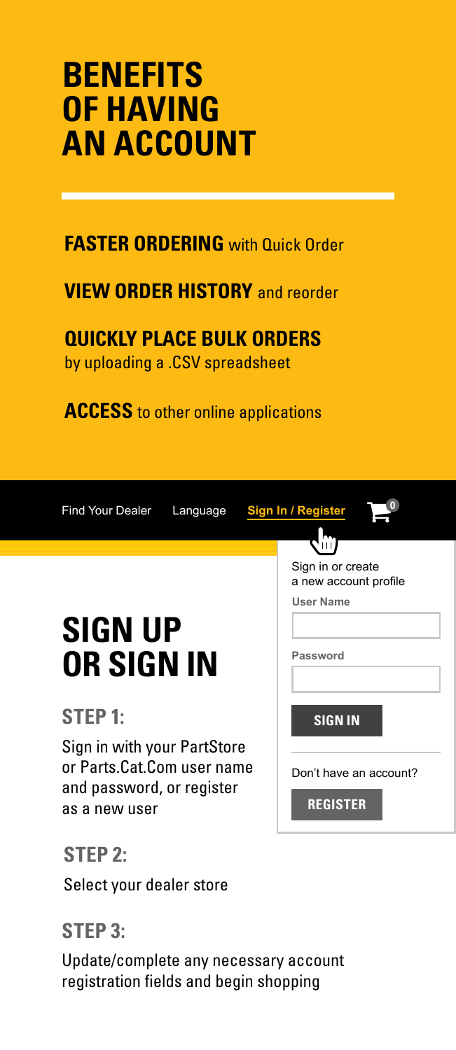# BENEFITS OF HAVING AN ACCOUNT

**FASTER ORDERING** with Quick Order

**VIEW ORDER HISTORY** and reorder

**QUICKLY PLACE BULK ORDERS** by uploading a .CSV spreadsheet

**ACCESS** to other online applications

Find Your Dealer    Language    **Sign In / Register**    0

Sign in or create a new account profile

User Name

Password

SIGN IN

Don't have an account?

REGISTER

# SIGN UP OR SIGN IN

## STEP 1:

Sign in with your PartStore or Parts.Cat.Com user name and password, or register as a new user

## STEP 2:

Select your dealer store

## STEP 3:

Update/complete any necessary account registration fields and begin shopping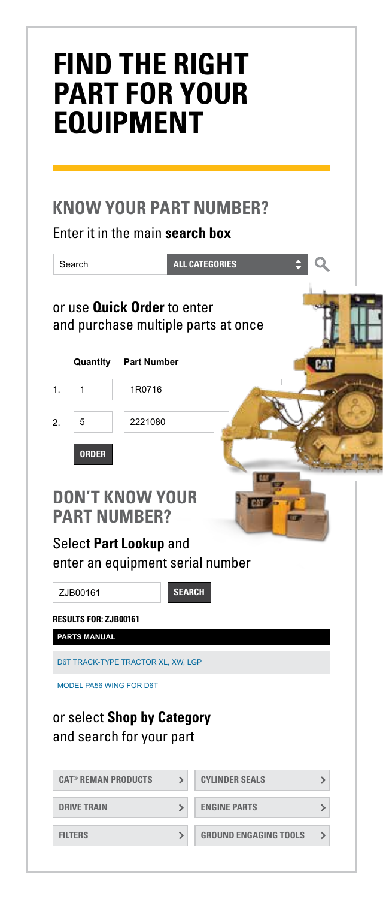# FIND THE RIGHT PART FOR YOUR EQUIPMENT

## KNOW YOUR PART NUMBER?

Enter it in the main **search box**

Search | ALL CATEGORIES

or use **Quick Order** to enter and purchase multiple parts at once

| | Quantity | Part Number |
|---|---|---|
| 1. | 1 | 1R0716 |
| 2. | 5 | 2221080 |

ORDER

## DON'T KNOW YOUR PART NUMBER?

Select **Part Lookup** and enter an equipment serial number

ZJB00161 | SEARCH

**RESULTS FOR: ZJB00161**

**PARTS MANUAL**

D6T TRACK-TYPE TRACTOR XL, XW, LGP

MODEL PA56 WING FOR D6T

or select **Shop by Category** and search for your part

- CAT® REMAN PRODUCTS
- CYLINDER SEALS
- DRIVE TRAIN
- ENGINE PARTS
- FILTERS
- GROUND ENGAGING TOOLS